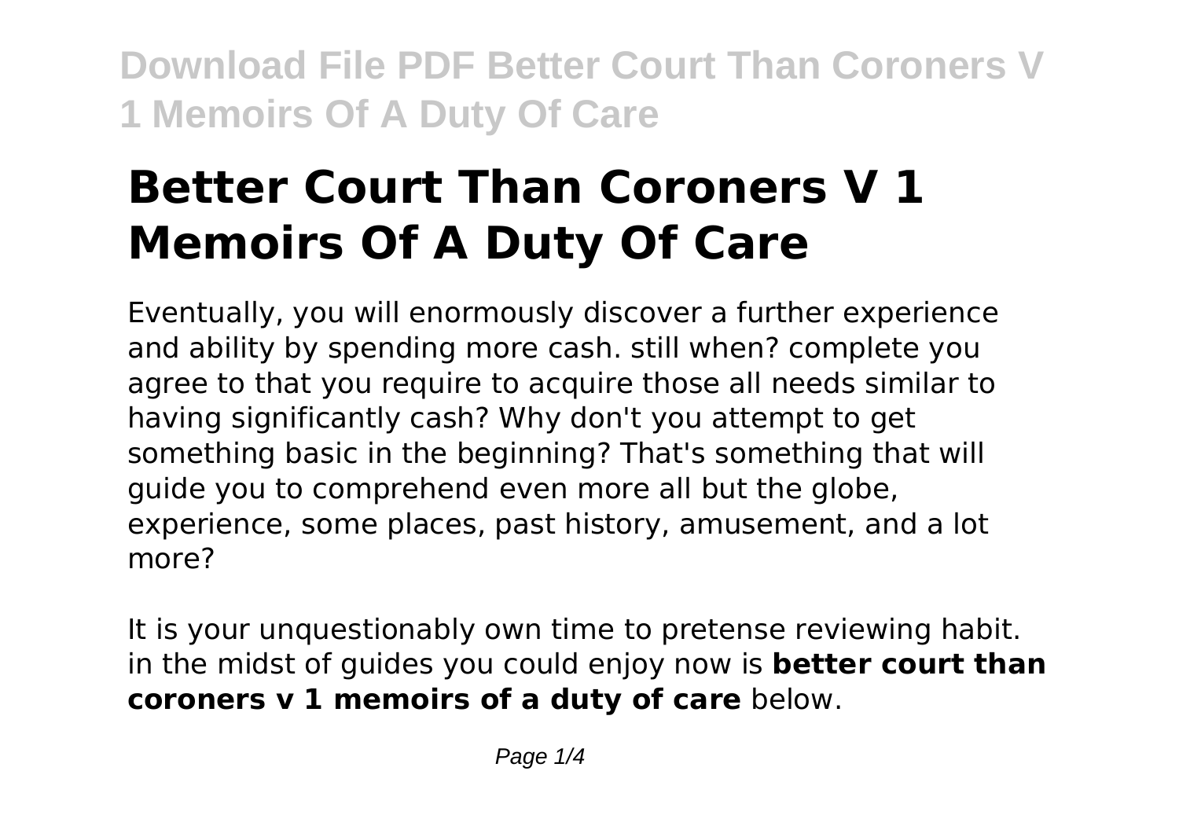# Better Court Than Coroners V 1 Memoirs Of A Duty Of Care

Eventually, you will enormously discover a further experience and ability by spending more cash. still when? complete you agree to that you require to acquire those all needs similar to having significantly cash? Why don't you attempt to get something basic in the beginning? That's something that will guide you to comprehend even more all but the globe, experience, some places, past history, amusement, and a lot more?

It is your unquestionably own time to pretense reviewing habit. in the midst of guides you could enjoy now is **better court than coroners v 1 memoirs of a duty of care** below.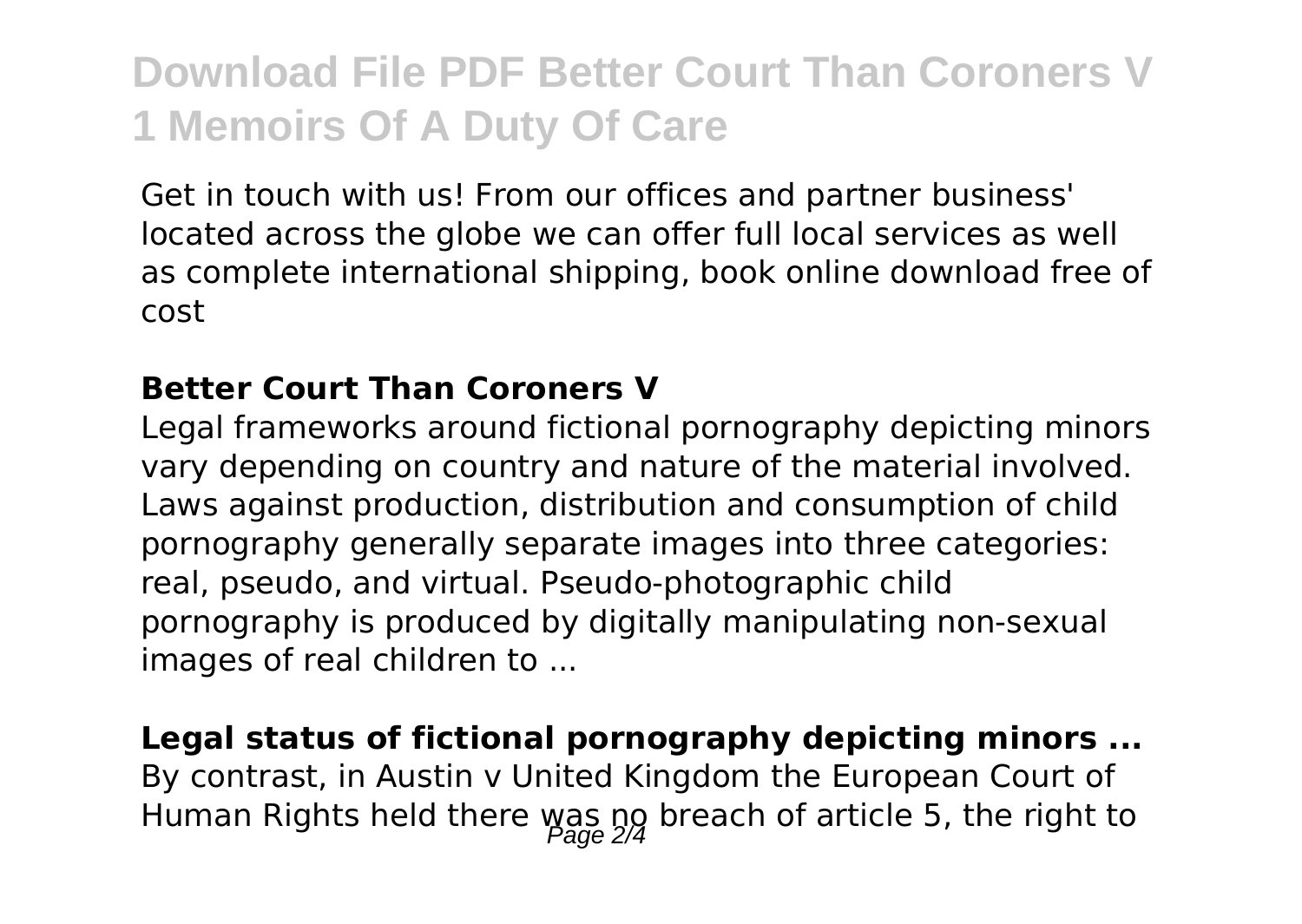# Download File PDF Better Court Than Coroners V 1 Memoirs Of A Duty Of Care

Get in touch with us! From our offices and partner business' located across the globe we can offer full local services as well as complete international shipping, book online download free of cost

**Better Court Than Coroners V**

Legal frameworks around fictional pornography depicting minors vary depending on country and nature of the material involved. Laws against production, distribution and consumption of child pornography generally separate images into three categories: real, pseudo, and virtual. Pseudo-photographic child pornography is produced by digitally manipulating non-sexual images of real children to ...

**Legal status of fictional pornography depicting minors ...**

By contrast, in Austin v United Kingdom the European Court of Human Rights held there was no breach of article 5, the right to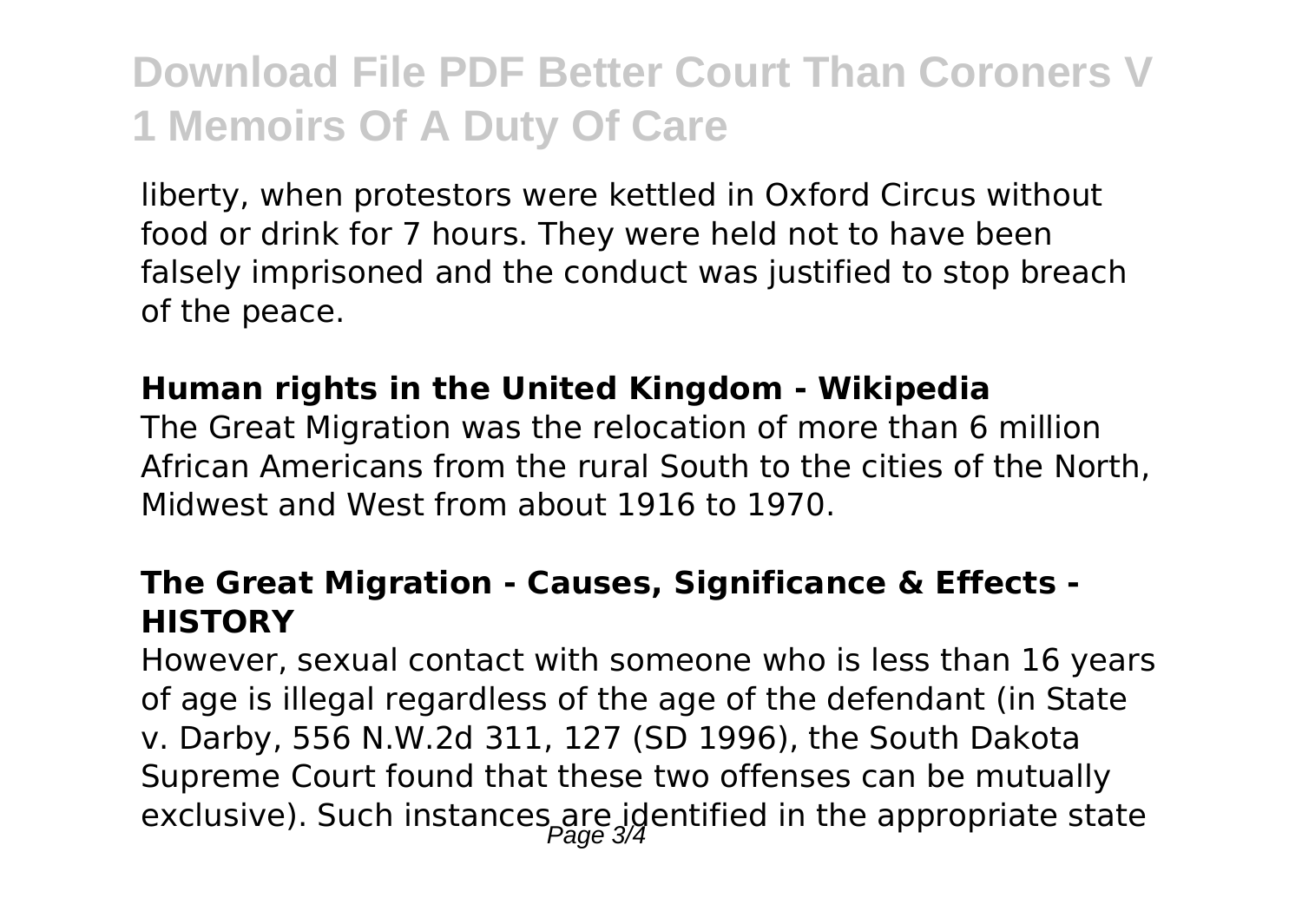liberty, when protestors were kettled in Oxford Circus without food or drink for 7 hours. They were held not to have been falsely imprisoned and the conduct was justified to stop breach of the peace.

**Human rights in the United Kingdom - Wikipedia**

The Great Migration was the relocation of more than 6 million African Americans from the rural South to the cities of the North, Midwest and West from about 1916 to 1970.

**The Great Migration - Causes, Significance & Effects - HISTORY**

However, sexual contact with someone who is less than 16 years of age is illegal regardless of the age of the defendant (in State v. Darby, 556 N.W.2d 311, 127 (SD 1996), the South Dakota Supreme Court found that these two offenses can be mutually exclusive). Such instances are identified in the appropriate state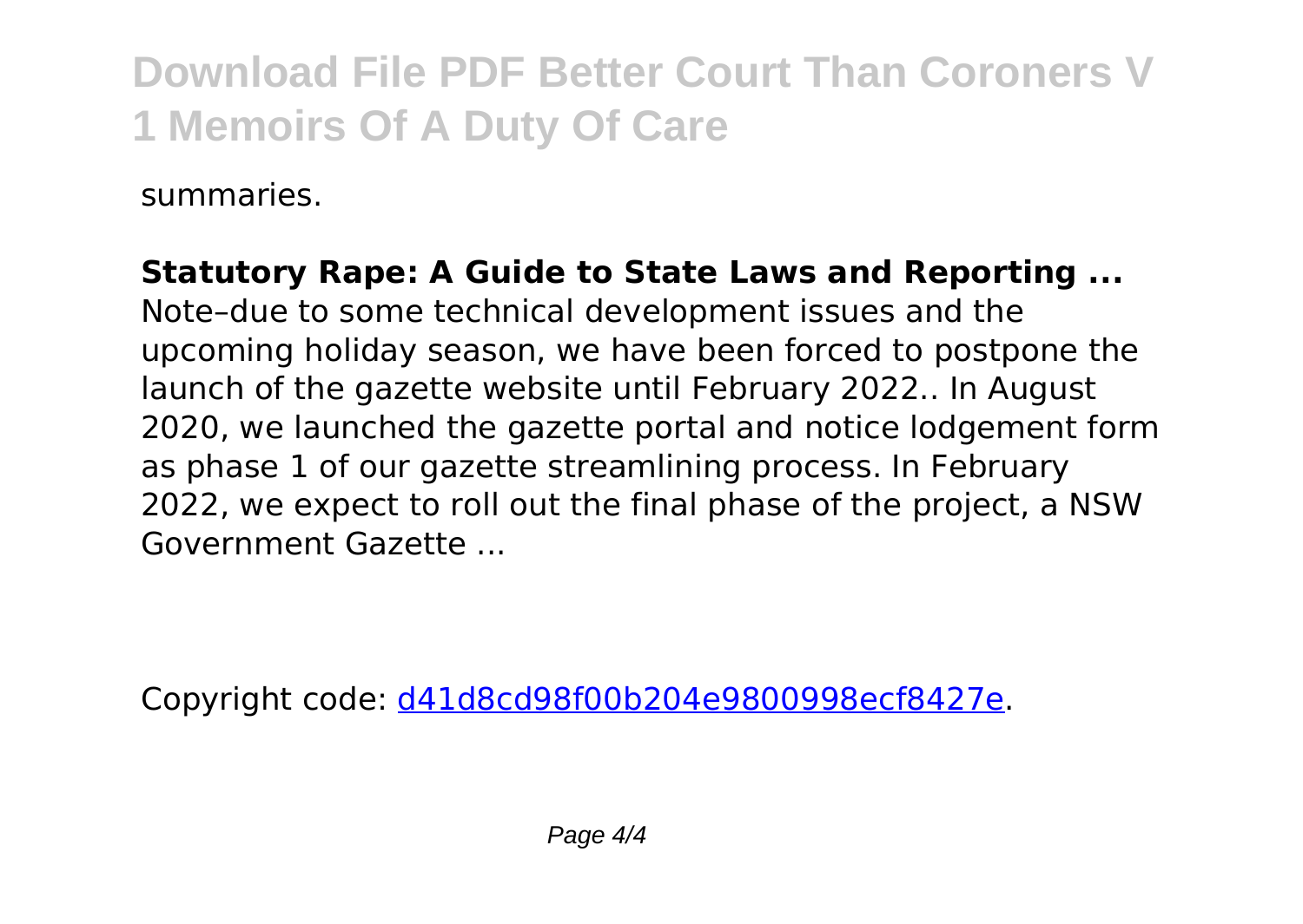summaries.

**Statutory Rape: A Guide to State Laws and Reporting ...**
Note–due to some technical development issues and the upcoming holiday season, we have been forced to postpone the launch of the gazette website until February 2022.. In August 2020, we launched the gazette portal and notice lodgement form as phase 1 of our gazette streamlining process. In February 2022, we expect to roll out the final phase of the project, a NSW Government Gazette ...

Copyright code: d41d8cd98f00b204e9800998ecf8427e.